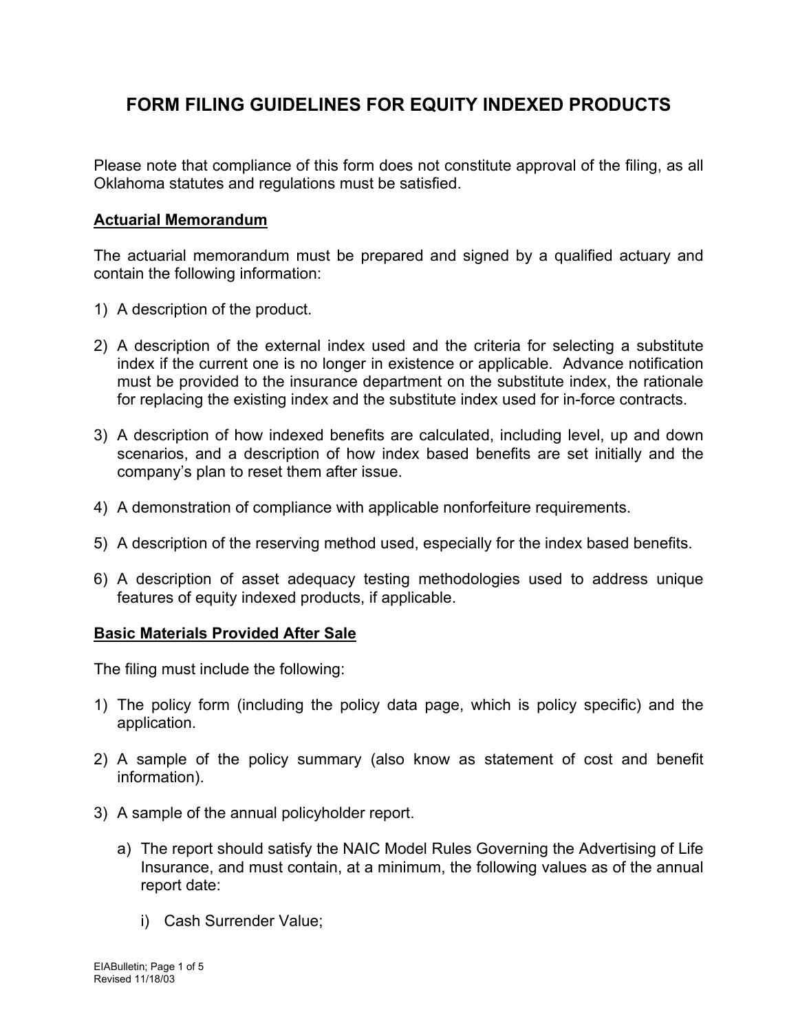# FORM FILING GUIDELINES FOR EQUITY INDEXED PRODUCTS

Please note that compliance of this form does not constitute approval of the filing, as all Oklahoma statutes and regulations must be satisfied.

## Actuarial Memorandum

The actuarial memorandum must be prepared and signed by a qualified actuary and contain the following information:

1) A description of the product.

2) A description of the external index used and the criteria for selecting a substitute index if the current one is no longer in existence or applicable. Advance notification must be provided to the insurance department on the substitute index, the rationale for replacing the existing index and the substitute index used for in-force contracts.

3) A description of how indexed benefits are calculated, including level, up and down scenarios, and a description of how index based benefits are set initially and the company's plan to reset them after issue.

4) A demonstration of compliance with applicable nonforfeiture requirements.

5) A description of the reserving method used, especially for the index based benefits.

6) A description of asset adequacy testing methodologies used to address unique features of equity indexed products, if applicable.

## Basic Materials Provided After Sale

The filing must include the following:

1) The policy form (including the policy data page, which is policy specific) and the application.

2) A sample of the policy summary (also know as statement of cost and benefit information).

3) A sample of the annual policyholder report.

   a) The report should satisfy the NAIC Model Rules Governing the Advertising of Life Insurance, and must contain, at a minimum, the following values as of the annual report date:

      i) Cash Surrender Value;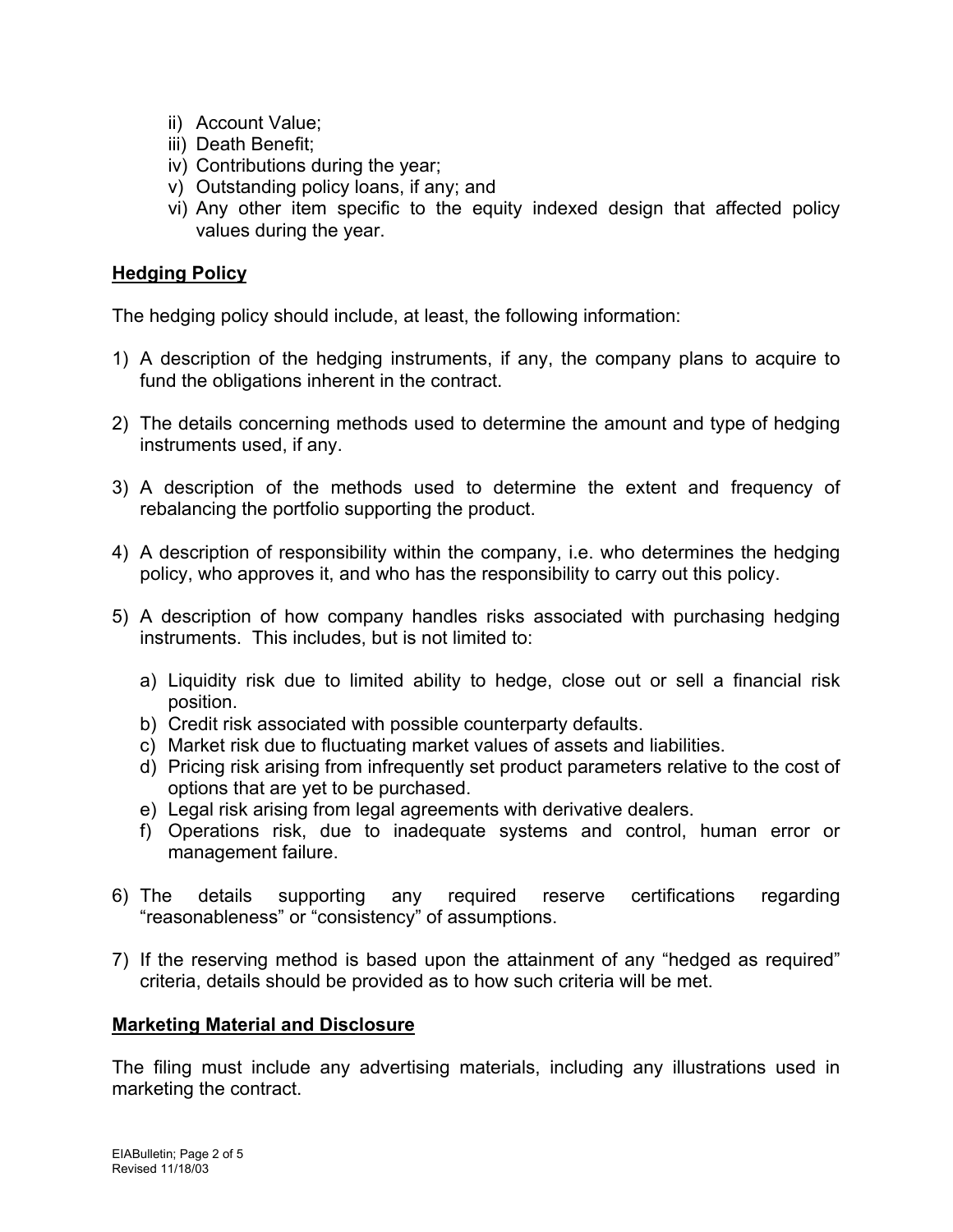ii) Account Value;
iii) Death Benefit;
iv) Contributions during the year;
v) Outstanding policy loans, if any; and
vi) Any other item specific to the equity indexed design that affected policy values during the year.

## Hedging Policy

The hedging policy should include, at least, the following information:

1) A description of the hedging instruments, if any, the company plans to acquire to fund the obligations inherent in the contract.

2) The details concerning methods used to determine the amount and type of hedging instruments used, if any.

3) A description of the methods used to determine the extent and frequency of rebalancing the portfolio supporting the product.

4) A description of responsibility within the company, i.e. who determines the hedging policy, who approves it, and who has the responsibility to carry out this policy.

5) A description of how company handles risks associated with purchasing hedging instruments. This includes, but is not limited to:

   a) Liquidity risk due to limited ability to hedge, close out or sell a financial risk position.
   b) Credit risk associated with possible counterparty defaults.
   c) Market risk due to fluctuating market values of assets and liabilities.
   d) Pricing risk arising from infrequently set product parameters relative to the cost of options that are yet to be purchased.
   e) Legal risk arising from legal agreements with derivative dealers.
   f) Operations risk, due to inadequate systems and control, human error or management failure.

6) The details supporting any required reserve certifications regarding "reasonableness" or "consistency" of assumptions.

7) If the reserving method is based upon the attainment of any "hedged as required" criteria, details should be provided as to how such criteria will be met.

## Marketing Material and Disclosure

The filing must include any advertising materials, including any illustrations used in marketing the contract.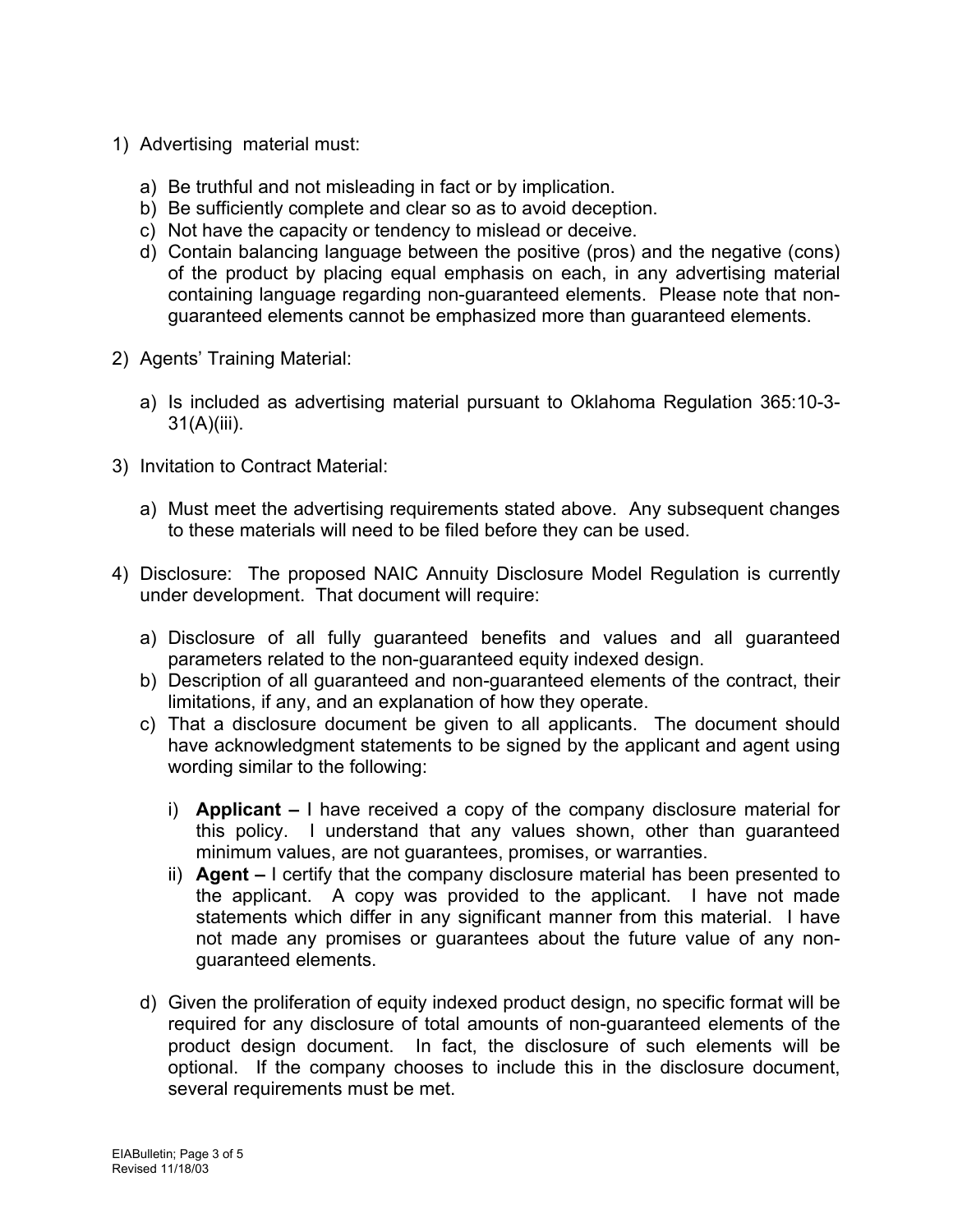1) Advertising material must:

   a) Be truthful and not misleading in fact or by implication.
   b) Be sufficiently complete and clear so as to avoid deception.
   c) Not have the capacity or tendency to mislead or deceive.
   d) Contain balancing language between the positive (pros) and the negative (cons) of the product by placing equal emphasis on each, in any advertising material containing language regarding non-guaranteed elements. Please note that non-guaranteed elements cannot be emphasized more than guaranteed elements.

2) Agents' Training Material:

   a) Is included as advertising material pursuant to Oklahoma Regulation 365:10-3-31(A)(iii).

3) Invitation to Contract Material:

   a) Must meet the advertising requirements stated above. Any subsequent changes to these materials will need to be filed before they can be used.

4) Disclosure: The proposed NAIC Annuity Disclosure Model Regulation is currently under development. That document will require:

   a) Disclosure of all fully guaranteed benefits and values and all guaranteed parameters related to the non-guaranteed equity indexed design.
   b) Description of all guaranteed and non-guaranteed elements of the contract, their limitations, if any, and an explanation of how they operate.
   c) That a disclosure document be given to all applicants. The document should have acknowledgment statements to be signed by the applicant and agent using wording similar to the following:

      i) **Applicant –** I have received a copy of the company disclosure material for this policy. I understand that any values shown, other than guaranteed minimum values, are not guarantees, promises, or warranties.
      ii) **Agent –** I certify that the company disclosure material has been presented to the applicant. A copy was provided to the applicant. I have not made statements which differ in any significant manner from this material. I have not made any promises or guarantees about the future value of any non-guaranteed elements.

   d) Given the proliferation of equity indexed product design, no specific format will be required for any disclosure of total amounts of non-guaranteed elements of the product design document. In fact, the disclosure of such elements will be optional. If the company chooses to include this in the disclosure document, several requirements must be met.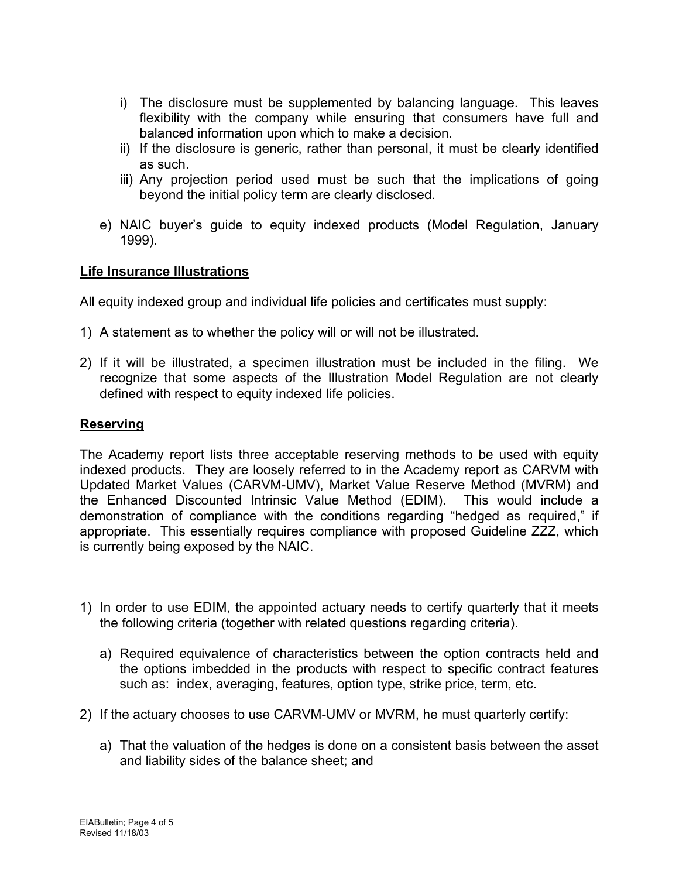i) The disclosure must be supplemented by balancing language. This leaves flexibility with the company while ensuring that consumers have full and balanced information upon which to make a decision.
   ii) If the disclosure is generic, rather than personal, it must be clearly identified as such.
   iii) Any projection period used must be such that the implications of going beyond the initial policy term are clearly disclosed.

e) NAIC buyer's guide to equity indexed products (Model Regulation, January 1999).

## Life Insurance Illustrations

All equity indexed group and individual life policies and certificates must supply:

1) A statement as to whether the policy will or will not be illustrated.

2) If it will be illustrated, a specimen illustration must be included in the filing. We recognize that some aspects of the Illustration Model Regulation are not clearly defined with respect to equity indexed life policies.

## Reserving

The Academy report lists three acceptable reserving methods to be used with equity indexed products. They are loosely referred to in the Academy report as CARVM with Updated Market Values (CARVM-UMV), Market Value Reserve Method (MVRM) and the Enhanced Discounted Intrinsic Value Method (EDIM). This would include a demonstration of compliance with the conditions regarding "hedged as required," if appropriate. This essentially requires compliance with proposed Guideline ZZZ, which is currently being exposed by the NAIC.

1) In order to use EDIM, the appointed actuary needs to certify quarterly that it meets the following criteria (together with related questions regarding criteria).

   a) Required equivalence of characteristics between the option contracts held and the options imbedded in the products with respect to specific contract features such as: index, averaging, features, option type, strike price, term, etc.

2) If the actuary chooses to use CARVM-UMV or MVRM, he must quarterly certify:

   a) That the valuation of the hedges is done on a consistent basis between the asset and liability sides of the balance sheet; and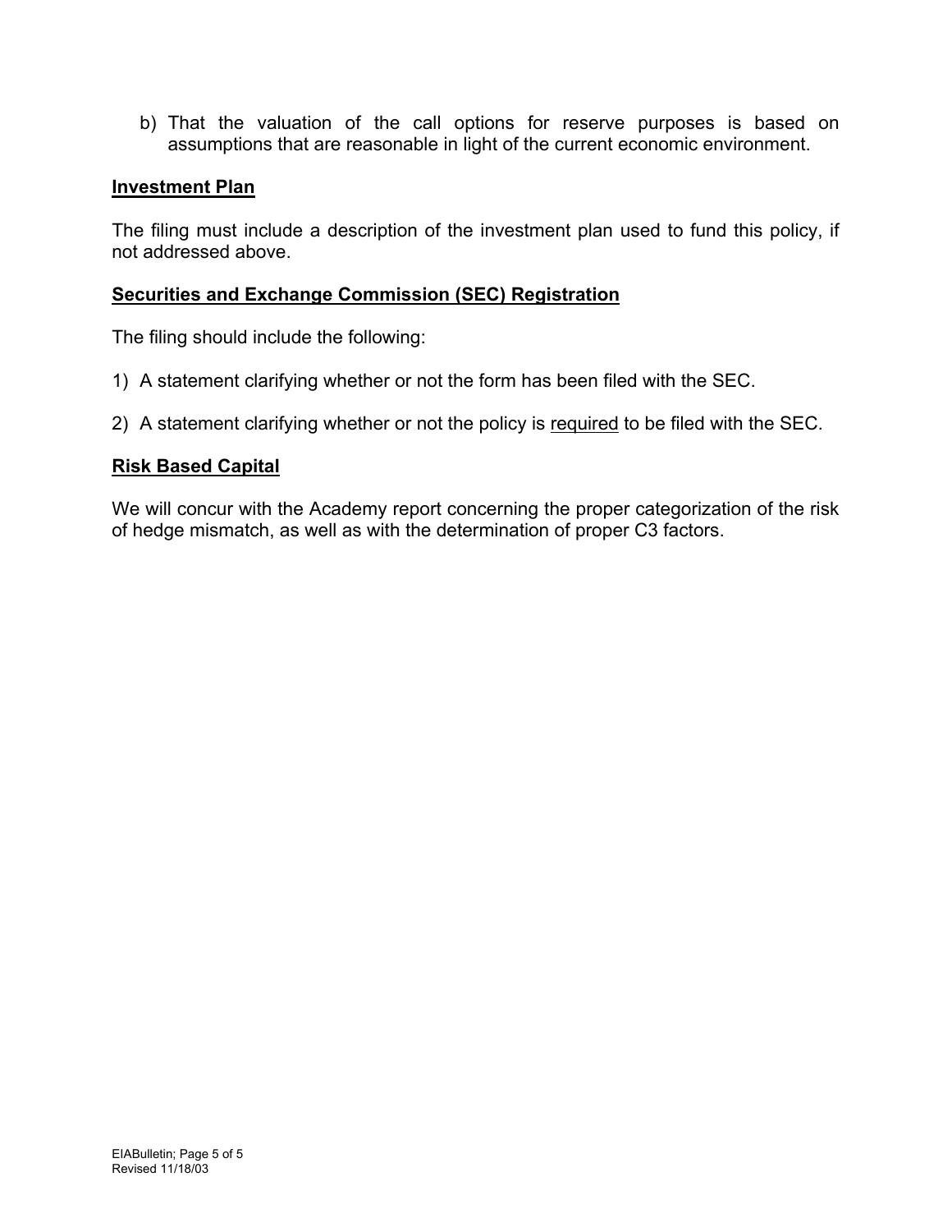b) That the valuation of the call options for reserve purposes is based on assumptions that are reasonable in light of the current economic environment.

## Investment Plan

The filing must include a description of the investment plan used to fund this policy, if not addressed above.

## Securities and Exchange Commission (SEC) Registration

The filing should include the following:

1) A statement clarifying whether or not the form has been filed with the SEC.

2) A statement clarifying whether or not the policy is required to be filed with the SEC.

## Risk Based Capital

We will concur with the Academy report concerning the proper categorization of the risk of hedge mismatch, as well as with the determination of proper C3 factors.